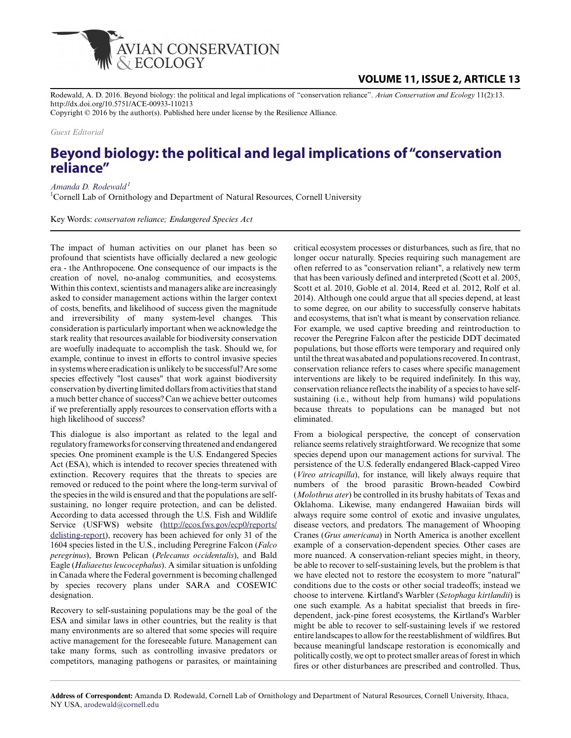Rodewald, A. D. 2016. Beyond biology: the political and legal implications of "conservation reliance". *Avian Conservation and Ecology* 11(2):13. http://dx.doi.org/10.5751/ACE-00933-110213
Copyright © 2016 by the author(s). Published here under license by the Resilience Alliance.

*Guest Editorial*

# Beyond biology: the political and legal implications of "conservation reliance"

*Amanda D. Rodewald*[1]

[1]Cornell Lab of Ornithology and Department of Natural Resources, Cornell University

Key Words: *conservaton reliance; Endangered Species Act*

The impact of human activities on our planet has been so profound that scientists have officially declared a new geologic era - the Anthropocene. One consequence of our impacts is the creation of novel, no-analog communities, and ecosystems. Within this context, scientists and managers alike are increasingly asked to consider management actions within the larger context of costs, benefits, and likelihood of success given the magnitude and irreversibility of many system-level changes. This consideration is particularly important when we acknowledge the stark reality that resources available for biodiversity conservation are woefully inadequate to accomplish the task. Should we, for example, continue to invest in efforts to control invasive species in systems where eradication is unlikely to be successful? Are some species effectively "lost causes" that work against biodiversity conservation by diverting limited dollars from activities that stand a much better chance of success? Can we achieve better outcomes if we preferentially apply resources to conservation efforts with a high likelihood of success?

This dialogue is also important as related to the legal and regulatory frameworks for conserving threatened and endangered species. One prominent example is the U.S. Endangered Species Act (ESA), which is intended to recover species threatened with extinction. Recovery requires that the threats to species are removed or reduced to the point where the long-term survival of the species in the wild is ensured and that the populations are self-sustaining, no longer require protection, and can be delisted. According to data accessed through the U.S. Fish and Wildlife Service (USFWS) website (http://ecos.fws.gov/ecp0/reports/delisting-report), recovery has been achieved for only 31 of the 1604 species listed in the U.S., including Peregrine Falcon (*Falco peregrinus*), Brown Pelican (*Pelecanus occidentalis*), and Bald Eagle (*Haliaeetus leucocephalus*). A similar situation is unfolding in Canada where the Federal government is becoming challenged by species recovery plans under SARA and COSEWIC designation.

Recovery to self-sustaining populations may be the goal of the ESA and similar laws in other countries, but the reality is that many environments are so altered that some species will require active management for the foreseeable future. Management can take many forms, such as controlling invasive predators or competitors, managing pathogens or parasites, or maintaining critical ecosystem processes or disturbances, such as fire, that no longer occur naturally. Species requiring such management are often referred to as "conservation reliant", a relatively new term that has been variously defined and interpreted (Scott et al. 2005, Scott et al. 2010, Goble et al. 2014, Reed et al. 2012, Rolf et al. 2014). Although one could argue that all species depend, at least to some degree, on our ability to successfully conserve habitats and ecosystems, that isn't what is meant by conservation reliance. For example, we used captive breeding and reintroduction to recover the Peregrine Falcon after the pesticide DDT decimated populations, but those efforts were temporary and required only until the threat was abated and populations recovered. In contrast, conservation reliance refers to cases where specific management interventions are likely to be required indefinitely. In this way, conservation reliance reflects the inability of a species to have self-sustaining (i.e., without help from humans) wild populations because threats to populations can be managed but not eliminated.

From a biological perspective, the concept of conservation reliance seems relatively straightforward. We recognize that some species depend upon our management actions for survival. The persistence of the U.S. federally endangered Black-capped Vireo (*Vireo atricapilla*), for instance, will likely always require that numbers of the brood parasitic Brown-headed Cowbird (*Molothrus ater*) be controlled in its brushy habitats of Texas and Oklahoma. Likewise, many endangered Hawaiian birds will always require some control of exotic and invasive ungulates, disease vectors, and predators. The management of Whooping Cranes (*Grus americana*) in North America is another excellent example of a conservation-dependent species. Other cases are more nuanced. A conservation-reliant species might, in theory, be able to recover to self-sustaining levels, but the problem is that we have elected not to restore the ecosystem to more "natural" conditions due to the costs or other social tradeoffs; instead we choose to intervene. Kirtland's Warbler (*Setophaga kirtlandii*) is one such example. As a habitat specialist that breeds in fire-dependent, jack-pine forest ecosystems, the Kirtland's Warbler might be able to recover to self-sustaining levels if we restored entire landscapes to allow for the reestablishment of wildfires. But because meaningful landscape restoration is economically and politically costly, we opt to protect smaller areas of forest in which fires or other disturbances are prescribed and controlled. Thus,

**Address of Correspondent:** Amanda D. Rodewald, Cornell Lab of Ornithology and Department of Natural Resources, Cornell University, Ithaca, NY USA, arodewald@cornell.edu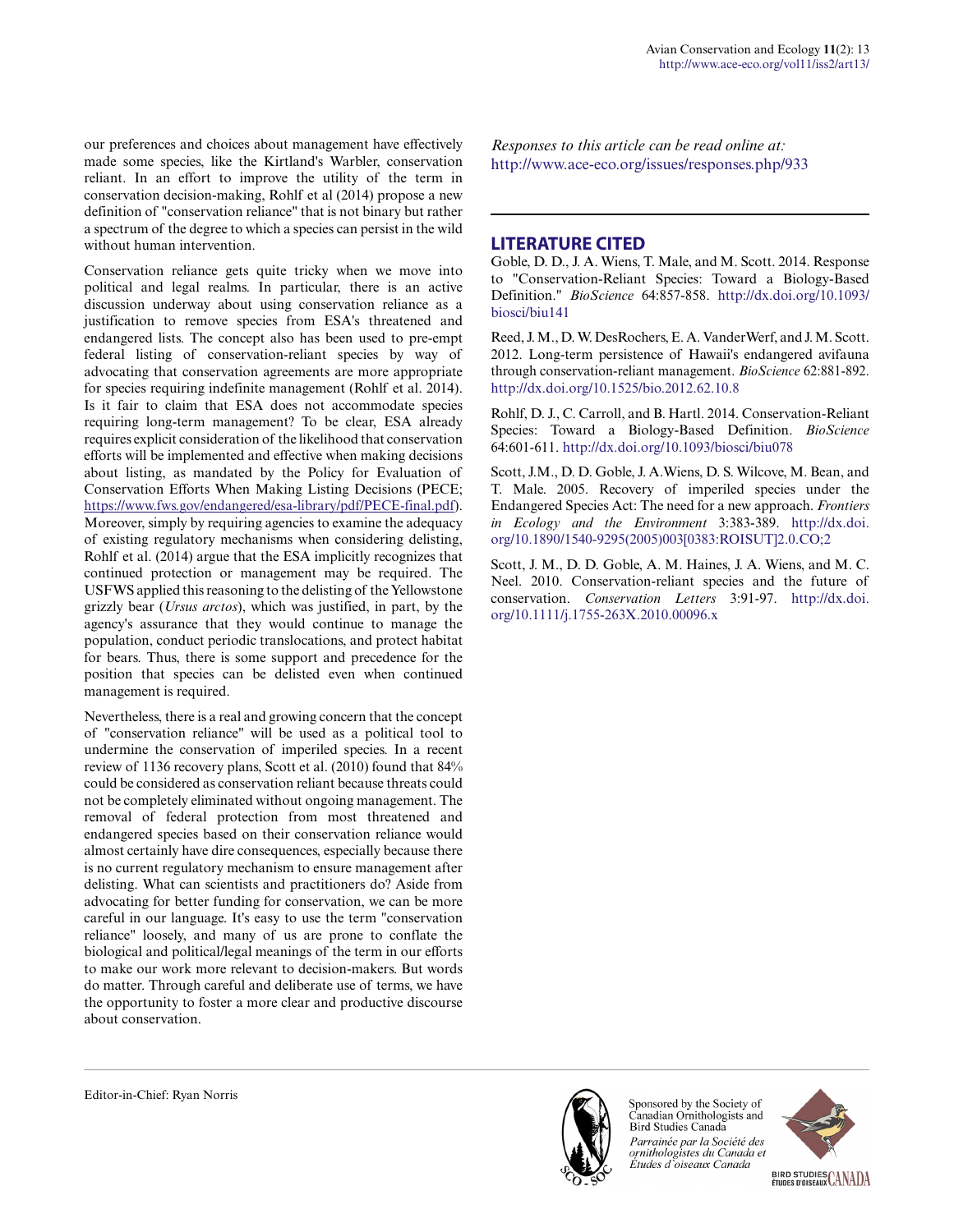our preferences and choices about management have effectively made some species, like the Kirtland's Warbler, conservation reliant. In an effort to improve the utility of the term in conservation decision-making, Rohlf et al (2014) propose a new definition of "conservation reliance" that is not binary but rather a spectrum of the degree to which a species can persist in the wild without human intervention.

Conservation reliance gets quite tricky when we move into political and legal realms. In particular, there is an active discussion underway about using conservation reliance as a justification to remove species from ESA's threatened and endangered lists. The concept also has been used to pre-empt federal listing of conservation-reliant species by way of advocating that conservation agreements are more appropriate for species requiring indefinite management (Rohlf et al. 2014). Is it fair to claim that ESA does not accommodate species requiring long-term management? To be clear, ESA already requires explicit consideration of the likelihood that conservation efforts will be implemented and effective when making decisions about listing, as mandated by the Policy for Evaluation of Conservation Efforts When Making Listing Decisions (PECE; https://www.fws.gov/endangered/esa-library/pdf/PECE-final.pdf). Moreover, simply by requiring agencies to examine the adequacy of existing regulatory mechanisms when considering delisting, Rohlf et al. (2014) argue that the ESA implicitly recognizes that continued protection or management may be required. The USFWS applied this reasoning to the delisting of the Yellowstone grizzly bear (*Ursus arctos*), which was justified, in part, by the agency's assurance that they would continue to manage the population, conduct periodic translocations, and protect habitat for bears. Thus, there is some support and precedence for the position that species can be delisted even when continued management is required.

Nevertheless, there is a real and growing concern that the concept of "conservation reliance" will be used as a political tool to undermine the conservation of imperiled species. In a recent review of 1136 recovery plans, Scott et al. (2010) found that 84% could be considered as conservation reliant because threats could not be completely eliminated without ongoing management. The removal of federal protection from most threatened and endangered species based on their conservation reliance would almost certainly have dire consequences, especially because there is no current regulatory mechanism to ensure management after delisting. What can scientists and practitioners do? Aside from advocating for better funding for conservation, we can be more careful in our language. It's easy to use the term "conservation reliance" loosely, and many of us are prone to conflate the biological and political/legal meanings of the term in our efforts to make our work more relevant to decision-makers. But words do matter. Through careful and deliberate use of terms, we have the opportunity to foster a more clear and productive discourse about conservation.

*Responses to this article can be read online at:*
http://www.ace-eco.org/issues/responses.php/933

## LITERATURE CITED

Goble, D. D., J. A. Wiens, T. Male, and M. Scott. 2014. Response to "Conservation-Reliant Species: Toward a Biology-Based Definition." *BioScience* 64:857-858. http://dx.doi.org/10.1093/biosci/biu141

Reed, J. M., D. W. DesRochers, E. A. VanderWerf, and J. M. Scott. 2012. Long-term persistence of Hawaii's endangered avifauna through conservation-reliant management. *BioScience* 62:881-892. http://dx.doi.org/10.1525/bio.2012.62.10.8

Rohlf, D. J., C. Carroll, and B. Hartl. 2014. Conservation-Reliant Species: Toward a Biology-Based Definition. *BioScience* 64:601-611. http://dx.doi.org/10.1093/biosci/biu078

Scott, J.M., D. D. Goble, J. A.Wiens, D. S. Wilcove, M. Bean, and T. Male. 2005. Recovery of imperiled species under the Endangered Species Act: The need for a new approach. *Frontiers in Ecology and the Environment* 3:383-389. http://dx.doi.org/10.1890/1540-9295(2005)003[0383:ROISUT]2.0.CO;2

Scott, J. M., D. D. Goble, A. M. Haines, J. A. Wiens, and M. C. Neel. 2010. Conservation-reliant species and the future of conservation. *Conservation Letters* 3:91-97. http://dx.doi.org/10.1111/j.1755-263X.2010.00096.x

Editor-in-Chief: Ryan Norris

Sponsored by the Society of Canadian Ornithologists and Bird Studies Canada

*Parrainée par la Société des ornithologistes du Canada et Études d'oiseaux Canada*